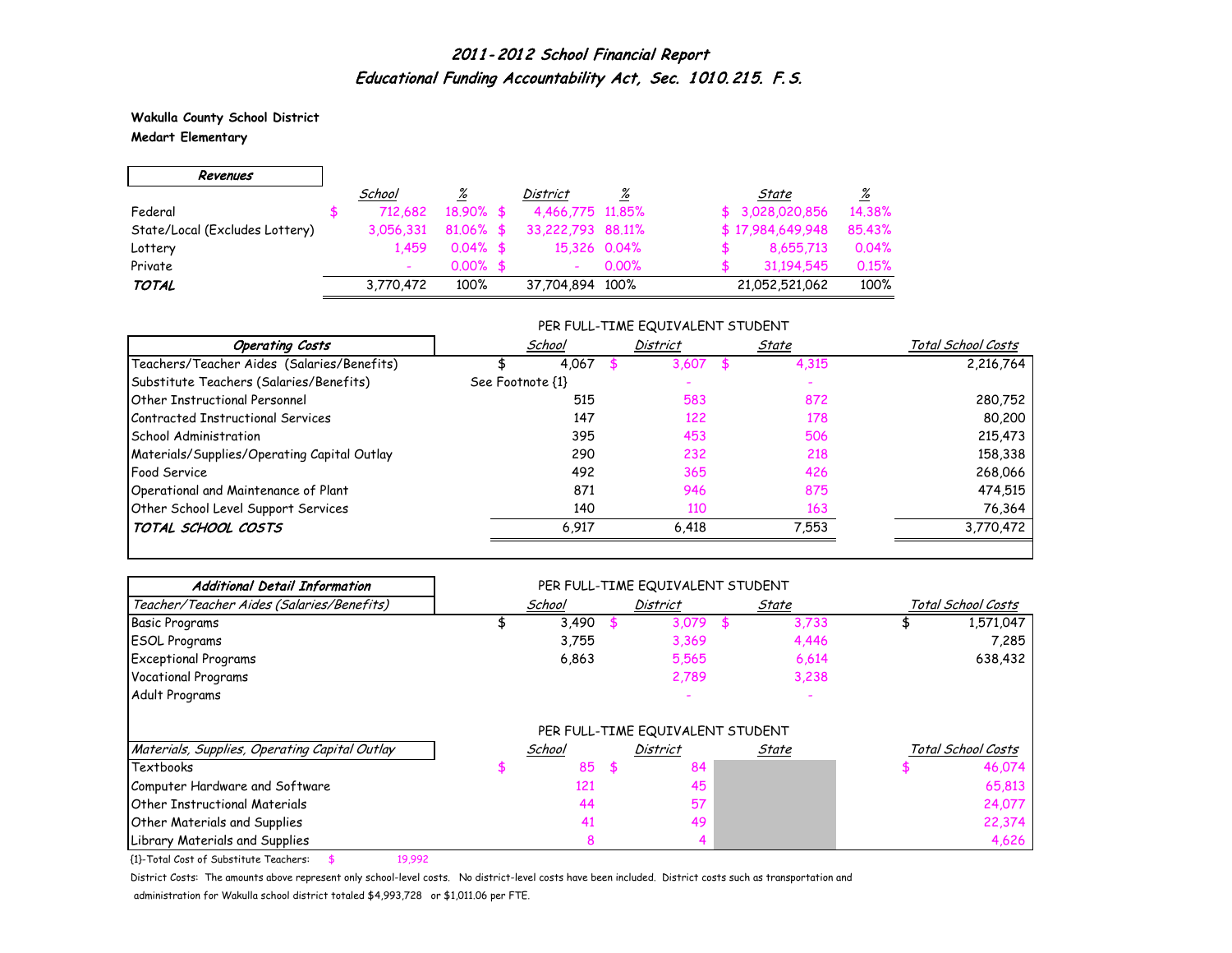# 2011-2012 School Financial Report
## Educational Funding Accountability Act, Sec. 1010.215. F.S.

**Wakulla County School District**
**Medart Elementary**

| Revenues | School | % | District | % | State | % |
|---|---|---|---|---|---|---|
| Federal | $ 712,682 | 18.90% | $ 4,466,775 | 11.85% | $ 3,028,020,856 | 14.38% |
| State/Local (Excludes Lottery) | 3,056,331 | 81.06% | $ 33,222,793 | 88.11% | $ 17,984,649,948 | 85.43% |
| Lottery | 1,459 | 0.04% | $ 15,326 | 0.04% | $ 8,655,713 | 0.04% |
| Private | - | 0.00% | $ - | 0.00% | $ 31,194,545 | 0.15% |
| **TOTAL** | 3,770,472 | 100% | 37,704,894 | 100% | 21,052,521,062 | 100% |

PER FULL-TIME EQUIVALENT STUDENT

| Operating Costs | School | District | State | Total School Costs |
|---|---|---|---|---|
| Teachers/Teacher Aides (Salaries/Benefits) | $ 4,067 | $ 3,607 | $ 4,315 | 2,216,764 |
| Substitute Teachers (Salaries/Benefits) | See Footnote {1} | - | - | |
| Other Instructional Personnel | 515 | 583 | 872 | 280,752 |
| Contracted Instructional Services | 147 | 122 | 178 | 80,200 |
| School Administration | 395 | 453 | 506 | 215,473 |
| Materials/Supplies/Operating Capital Outlay | 290 | 232 | 218 | 158,338 |
| Food Service | 492 | 365 | 426 | 268,066 |
| Operational and Maintenance of Plant | 871 | 946 | 875 | 474,515 |
| Other School Level Support Services | 140 | 110 | 163 | 76,364 |
| **TOTAL SCHOOL COSTS** | 6,917 | 6,418 | 7,553 | 3,770,472 |

**Additional Detail Information**

PER FULL-TIME EQUIVALENT STUDENT

| Teacher/Teacher Aides (Salaries/Benefits) | School | District | State | Total School Costs |
|---|---|---|---|---|
| Basic Programs | $ 3,490 | $ 3,079 | $ 3,733 | $ 1,571,047 |
| ESOL Programs | 3,755 | 3,369 | 4,446 | 7,285 |
| Exceptional Programs | 6,863 | 5,565 | 6,614 | 638,432 |
| Vocational Programs | | 2,789 | 3,238 | |
| Adult Programs | | - | - | |

PER FULL-TIME EQUIVALENT STUDENT

| Materials, Supplies, Operating Capital Outlay | School | District | State | Total School Costs |
|---|---|---|---|---|
| Textbooks | $ 85 | $ 84 | | $ 46,074 |
| Computer Hardware and Software | 121 | 45 | | 65,813 |
| Other Instructional Materials | 44 | 57 | | 24,077 |
| Other Materials and Supplies | 41 | 49 | | 22,374 |
| Library Materials and Supplies | 8 | 4 | | 4,626 |

{1}-Total Cost of Substitute Teachers: $ 19,992

District Costs: The amounts above represent only school-level costs. No district-level costs have been included. District costs such as transportation and administration for Wakulla school district totaled $4,993,728 or $1,011.06 per FTE.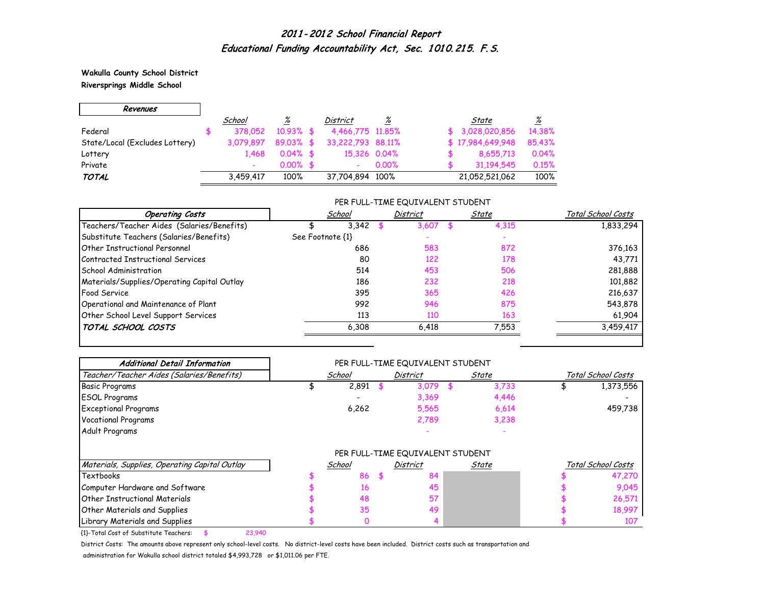# *2011-2012 School Financial Report*
## *Educational Funding Accountability Act, Sec. 1010.215. F.S.*

**Wakulla County School District**
**Riversprings Middle School**

| *Revenues* | *School* | *%* | *District* | *%* | *State* | *%* |
|---|---|---|---|---|---|---|
| Federal | $ 378,052 | 10.93% | $ 4,466,775 | 11.85% | $ 3,028,020,856 | 14.38% |
| State/Local (Excludes Lottery) | 3,079,897 | 89.03% | $ 33,222,793 | 88.11% | $ 17,984,649,948 | 85.43% |
| Lottery | 1,468 | 0.04% | $ 15,326 | 0.04% | $ 8,655,713 | 0.04% |
| Private | - | 0.00% | $ - | 0.00% | $ 31,194,545 | 0.15% |
| ***TOTAL*** | 3,459,417 | 100% | 37,704,894 | 100% | 21,052,521,062 | 100% |

| *Operating Costs* | *School* (Per Full-Time Equivalent Student) | *District* (Per Full-Time Equivalent Student) | *State* (Per Full-Time Equivalent Student) | *Total School Costs* |
|---|---|---|---|---|
| Teachers/Teacher Aides (Salaries/Benefits) | $ 3,342 | $ 3,607 | $ 4,315 | 1,833,294 |
| Substitute Teachers (Salaries/Benefits) | See Footnote {1} | - | - | |
| Other Instructional Personnel | 686 | 583 | 872 | 376,163 |
| Contracted Instructional Services | 80 | 122 | 178 | 43,771 |
| School Administration | 514 | 453 | 506 | 281,888 |
| Materials/Supplies/Operating Capital Outlay | 186 | 232 | 218 | 101,882 |
| Food Service | 395 | 365 | 426 | 216,637 |
| Operational and Maintenance of Plant | 992 | 946 | 875 | 543,878 |
| Other School Level Support Services | 113 | 110 | 163 | 61,904 |
| ***TOTAL SCHOOL COSTS*** | 6,308 | 6,418 | 7,553 | 3,459,417 |

***Additional Detail Information***

| *Teacher/Teacher Aides (Salaries/Benefits)* | *School* (Per Full-Time Equivalent Student) | *District* (Per Full-Time Equivalent Student) | *State* (Per Full-Time Equivalent Student) | *Total School Costs* |
|---|---|---|---|---|
| Basic Programs | $ 2,891 | $ 3,079 | $ 3,733 | $ 1,373,556 |
| ESOL Programs | - | 3,369 | 4,446 | - |
| Exceptional Programs | 6,262 | 5,565 | 6,614 | 459,738 |
| Vocational Programs | | 2,789 | 3,238 | |
| Adult Programs | | - | - | |

| *Materials, Supplies, Operating Capital Outlay* | *School* (Per Full-Time Equivalent Student) | *District* (Per Full-Time Equivalent Student) | *State* (Per Full-Time Equivalent Student) | *Total School Costs* |
|---|---|---|---|---|
| Textbooks | $ 86 | $ 84 | | $ 47,270 |
| Computer Hardware and Software | $ 16 | 45 | | $ 9,045 |
| Other Instructional Materials | $ 48 | 57 | | $ 26,571 |
| Other Materials and Supplies | $ 35 | 49 | | $ 18,997 |
| Library Materials and Supplies | $ 0 | 4 | | $ 107 |

{1}-Total Cost of Substitute Teachers: $ 23,940

District Costs: The amounts above represent only school-level costs. No district-level costs have been included. District costs such as transportation and administration for Wakulla school district totaled $4,993,728 or $1,011.06 per FTE.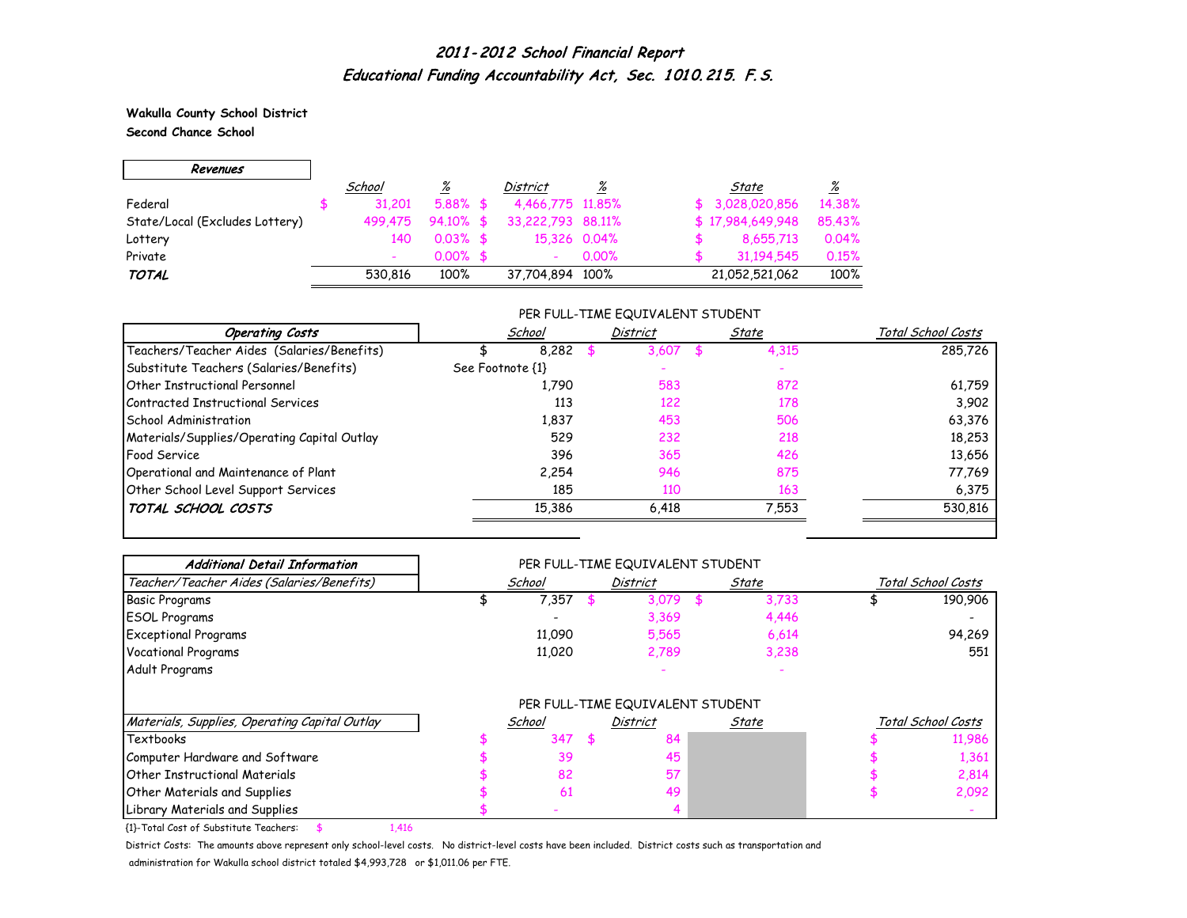# *2011-2012 School Financial Report*
## *Educational Funding Accountability Act, Sec. 1010.215. F.S.*

**Wakulla County School District**
**Second Chance School**

| *Revenues* | *School* | *%* | *District* | *%* | *State* | *%* |
|---|---|---|---|---|---|---|
| Federal | $ 31,201 | 5.88% | $ 4,466,775 | 11.85% | $ 3,028,020,856 | 14.38% |
| State/Local (Excludes Lottery) | 499,475 | 94.10% | $ 33,222,793 | 88.11% | $ 17,984,649,948 | 85.43% |
| Lottery | 140 | 0.03% | $ 15,326 | 0.04% | $ 8,655,713 | 0.04% |
| Private | - | 0.00% | $ - | 0.00% | $ 31,194,545 | 0.15% |
| ***TOTAL*** | 530,816 | 100% | 37,704,894 | 100% | 21,052,521,062 | 100% |

| *Operating Costs* | *School* (Per Full-Time Equivalent Student) | *District* (Per Full-Time Equivalent Student) | *State* (Per Full-Time Equivalent Student) | *Total School Costs* |
|---|---|---|---|---|
| Teachers/Teacher Aides (Salaries/Benefits) | $ 8,282 | $ 3,607 | $ 4,315 | 285,726 |
| Substitute Teachers (Salaries/Benefits) | See Footnote {1} | - | - | |
| Other Instructional Personnel | 1,790 | 583 | 872 | 61,759 |
| Contracted Instructional Services | 113 | 122 | 178 | 3,902 |
| School Administration | 1,837 | 453 | 506 | 63,376 |
| Materials/Supplies/Operating Capital Outlay | 529 | 232 | 218 | 18,253 |
| Food Service | 396 | 365 | 426 | 13,656 |
| Operational and Maintenance of Plant | 2,254 | 946 | 875 | 77,769 |
| Other School Level Support Services | 185 | 110 | 163 | 6,375 |
| ***TOTAL SCHOOL COSTS*** | 15,386 | 6,418 | 7,553 | 530,816 |

| *Additional Detail Information* | | | | |
|---|---|---|---|---|
| *Teacher/Teacher Aides (Salaries/Benefits)* | *School* (Per Full-Time Equivalent Student) | *District* (Per Full-Time Equivalent Student) | *State* (Per Full-Time Equivalent Student) | *Total School Costs* |
| Basic Programs | $ 7,357 | $ 3,079 | $ 3,733 | $ 190,906 |
| ESOL Programs | - | 3,369 | 4,446 | - |
| Exceptional Programs | 11,090 | 5,565 | 6,614 | 94,269 |
| Vocational Programs | 11,020 | 2,789 | 3,238 | 551 |
| Adult Programs | | - | - | |

| *Materials, Supplies, Operating Capital Outlay* | *School* (Per Full-Time Equivalent Student) | *District* (Per Full-Time Equivalent Student) | *State* (Per Full-Time Equivalent Student) | *Total School Costs* |
|---|---|---|---|---|
| Textbooks | $ 347 | $ 84 | | $ 11,986 |
| Computer Hardware and Software | $ 39 | 45 | | $ 1,361 |
| Other Instructional Materials | $ 82 | 57 | | $ 2,814 |
| Other Materials and Supplies | $ 61 | 49 | | $ 2,092 |
| Library Materials and Supplies | $ - | 4 | | - |

{1}-Total Cost of Substitute Teachers: $ 1,416

District Costs: The amounts above represent only school-level costs. No district-level costs have been included. District costs such as transportation and administration for Wakulla school district totaled $4,993,728 or $1,011.06 per FTE.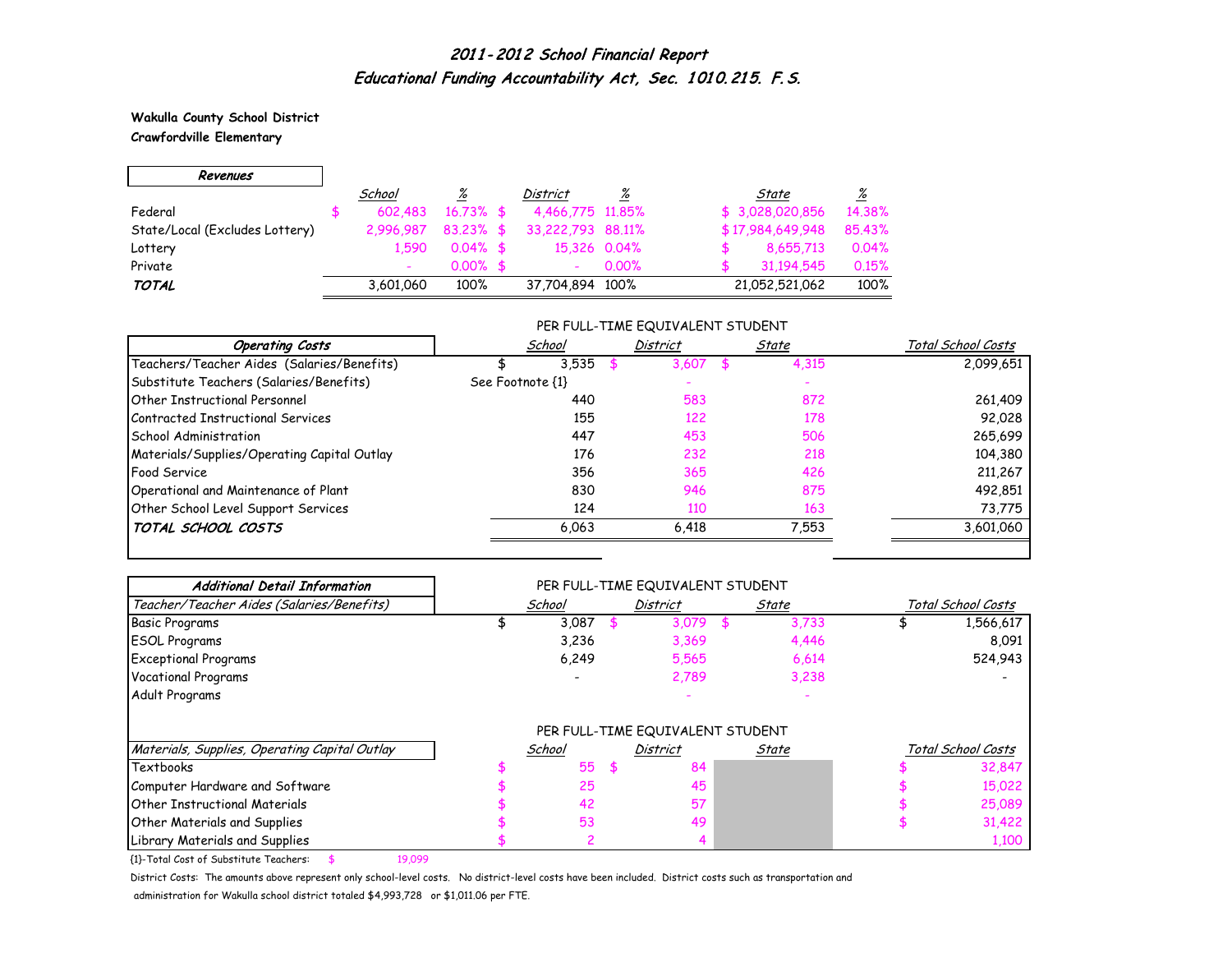# 2011-2012 School Financial Report
## Educational Funding Accountability Act, Sec. 1010.215. F.S.

**Wakulla County School District**
**Crawfordville Elementary**

| Revenues | School | % | District | % | State | % |
|---|---|---|---|---|---|---|
| Federal | $ 602,483 | 16.73% | $ 4,466,775 | 11.85% | $ 3,028,020,856 | 14.38% |
| State/Local (Excludes Lottery) | 2,996,987 | 83.23% | $ 33,222,793 | 88.11% | $ 17,984,649,948 | 85.43% |
| Lottery | 1,590 | 0.04% | $ 15,326 | 0.04% | $ 8,655,713 | 0.04% |
| Private | - | 0.00% | $ - | 0.00% | $ 31,194,545 | 0.15% |
| ***TOTAL*** | 3,601,060 | 100% | 37,704,894 | 100% | 21,052,521,062 | 100% |

PER FULL-TIME EQUIVALENT STUDENT

| Operating Costs | School | District | State | Total School Costs |
|---|---|---|---|---|
| Teachers/Teacher Aides (Salaries/Benefits) | $ 3,535 | $ 3,607 | $ 4,315 | 2,099,651 |
| Substitute Teachers (Salaries/Benefits) | See Footnote {1} | - | - | |
| Other Instructional Personnel | 440 | 583 | 872 | 261,409 |
| Contracted Instructional Services | 155 | 122 | 178 | 92,028 |
| School Administration | 447 | 453 | 506 | 265,699 |
| Materials/Supplies/Operating Capital Outlay | 176 | 232 | 218 | 104,380 |
| Food Service | 356 | 365 | 426 | 211,267 |
| Operational and Maintenance of Plant | 830 | 946 | 875 | 492,851 |
| Other School Level Support Services | 124 | 110 | 163 | 73,775 |
| ***TOTAL SCHOOL COSTS*** | 6,063 | 6,418 | 7,553 | 3,601,060 |

PER FULL-TIME EQUIVALENT STUDENT

| Additional Detail Information<br>*Teacher/Teacher Aides (Salaries/Benefits)* | School | District | State | Total School Costs |
|---|---|---|---|---|
| Basic Programs | $ 3,087 | $ 3,079 | $ 3,733 | $ 1,566,617 |
| ESOL Programs | 3,236 | 3,369 | 4,446 | 8,091 |
| Exceptional Programs | 6,249 | 5,565 | 6,614 | 524,943 |
| Vocational Programs | - | 2,789 | 3,238 | - |
| Adult Programs | | - | - | |

PER FULL-TIME EQUIVALENT STUDENT

| *Materials, Supplies, Operating Capital Outlay* | School | District | State | Total School Costs |
|---|---|---|---|---|
| Textbooks | $ 55 | $ 84 | | $ 32,847 |
| Computer Hardware and Software | $ 25 | 45 | | $ 15,022 |
| Other Instructional Materials | $ 42 | 57 | | $ 25,089 |
| Other Materials and Supplies | $ 53 | 49 | | $ 31,422 |
| Library Materials and Supplies | $ 2 | 4 | | 1,100 |

{1}-Total Cost of Substitute Teachers: $ 19,099

District Costs: The amounts above represent only school-level costs. No district-level costs have been included. District costs such as transportation and administration for Wakulla school district totaled $4,993,728 or $1,011.06 per FTE.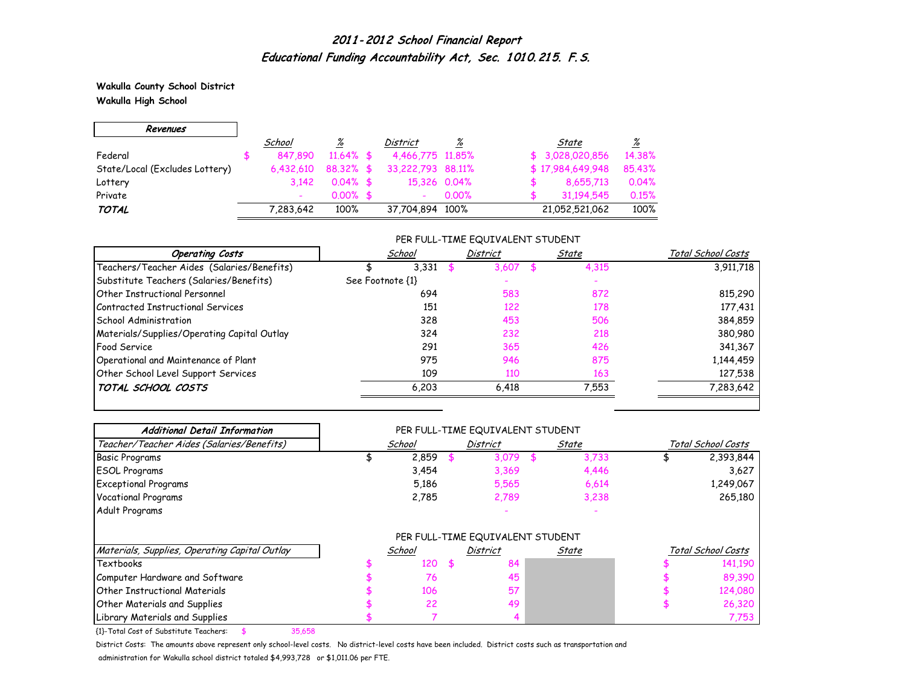# 2011-2012 School Financial Report

## Educational Funding Accountability Act, Sec. 1010.215. F.S.

**Wakulla County School District**
**Wakulla High School**

| Revenues | School | % | District | % | State | % |
|---|---|---|---|---|---|---|
| Federal | $ 847,890 | 11.64% | $ 4,466,775 | 11.85% | $ 3,028,020,856 | 14.38% |
| State/Local (Excludes Lottery) | 6,432,610 | 88.32% | $ 33,222,793 | 88.11% | $ 17,984,649,948 | 85.43% |
| Lottery | 3,142 | 0.04% | $ 15,326 | 0.04% | $ 8,655,713 | 0.04% |
| Private | - | 0.00% | $ - | 0.00% | $ 31,194,545 | 0.15% |
| ***TOTAL*** | 7,283,642 | 100% | 37,704,894 | 100% | 21,052,521,062 | 100% |

| Operating Costs | School (Per FTE Student) | District (Per FTE Student) | State (Per FTE Student) | Total School Costs |
|---|---|---|---|---|
| Teachers/Teacher Aides (Salaries/Benefits) | $ 3,331 | $ 3,607 | $ 4,315 | 3,911,718 |
| Substitute Teachers (Salaries/Benefits) | See Footnote {1} | - | - | |
| Other Instructional Personnel | 694 | 583 | 872 | 815,290 |
| Contracted Instructional Services | 151 | 122 | 178 | 177,431 |
| School Administration | 328 | 453 | 506 | 384,859 |
| Materials/Supplies/Operating Capital Outlay | 324 | 232 | 218 | 380,980 |
| Food Service | 291 | 365 | 426 | 341,367 |
| Operational and Maintenance of Plant | 975 | 946 | 875 | 1,144,459 |
| Other School Level Support Services | 109 | 110 | 163 | 127,538 |
| ***TOTAL SCHOOL COSTS*** | 6,203 | 6,418 | 7,553 | 7,283,642 |

### Additional Detail Information

| Teacher/Teacher Aides (Salaries/Benefits) | School (Per FTE Student) | District (Per FTE Student) | State (Per FTE Student) | Total School Costs |
|---|---|---|---|---|
| Basic Programs | $ 2,859 | $ 3,079 | $ 3,733 | $ 2,393,844 |
| ESOL Programs | 3,454 | 3,369 | 4,446 | 3,627 |
| Exceptional Programs | 5,186 | 5,565 | 6,614 | 1,249,067 |
| Vocational Programs | 2,785 | 2,789 | 3,238 | 265,180 |
| Adult Programs | | - | - | |

| Materials, Supplies, Operating Capital Outlay | School (Per FTE Student) | District (Per FTE Student) | State (Per FTE Student) | Total School Costs |
|---|---|---|---|---|
| Textbooks | $ 120 | $ 84 | | $ 141,190 |
| Computer Hardware and Software | $ 76 | 45 | | $ 89,390 |
| Other Instructional Materials | $ 106 | 57 | | $ 124,080 |
| Other Materials and Supplies | $ 22 | 49 | | $ 26,320 |
| Library Materials and Supplies | $ 7 | 4 | | 7,753 |

{1}-Total Cost of Substitute Teachers: $ 35,658

District Costs: The amounts above represent only school-level costs. No district-level costs have been included. District costs such as transportation and administration for Wakulla school district totaled $4,993,728 or $1,011.06 per FTE.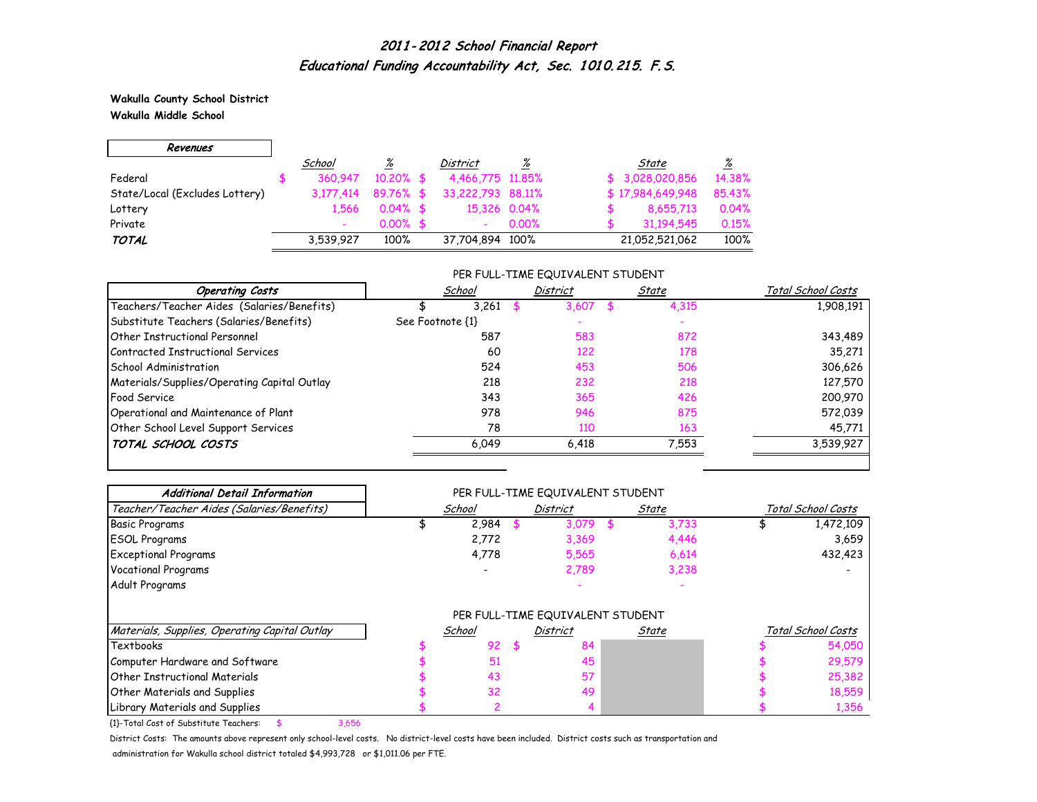## 2011-2012 School Financial Report
## Educational Funding Accountability Act, Sec. 1010.215. F.S.

**Wakulla County School District**
**Wakulla Middle School**

| Revenues | School | % | District | % | State | % |
|---|---|---|---|---|---|---|
| Federal | $ 360,947 | 10.20% | $ 4,466,775 | 11.85% | $ 3,028,020,856 | 14.38% |
| State/Local (Excludes Lottery) | 3,177,414 | 89.76% | $ 33,222,793 | 88.11% | $ 17,984,649,948 | 85.43% |
| Lottery | 1,566 | 0.04% | $ 15,326 | 0.04% | $ 8,655,713 | 0.04% |
| Private | - | 0.00% | $ - | 0.00% | $ 31,194,545 | 0.15% |
| ***TOTAL*** | 3,539,927 | 100% | 37,704,894 | 100% | 21,052,521,062 | 100% |

PER FULL-TIME EQUIVALENT STUDENT

| Operating Costs | School | District | State | Total School Costs |
|---|---|---|---|---|
| Teachers/Teacher Aides (Salaries/Benefits) | $ 3,261 | $ 3,607 | $ 4,315 | 1,908,191 |
| Substitute Teachers (Salaries/Benefits) | See Footnote {1} | - | - | |
| Other Instructional Personnel | 587 | 583 | 872 | 343,489 |
| Contracted Instructional Services | 60 | 122 | 178 | 35,271 |
| School Administration | 524 | 453 | 506 | 306,626 |
| Materials/Supplies/Operating Capital Outlay | 218 | 232 | 218 | 127,570 |
| Food Service | 343 | 365 | 426 | 200,970 |
| Operational and Maintenance of Plant | 978 | 946 | 875 | 572,039 |
| Other School Level Support Services | 78 | 110 | 163 | 45,771 |
| ***TOTAL SCHOOL COSTS*** | 6,049 | 6,418 | 7,553 | 3,539,927 |

**Additional Detail Information**

PER FULL-TIME EQUIVALENT STUDENT

| Teacher/Teacher Aides (Salaries/Benefits) | School | District | State | Total School Costs |
|---|---|---|---|---|
| Basic Programs | $ 2,984 | $ 3,079 | $ 3,733 | $ 1,472,109 |
| ESOL Programs | 2,772 | 3,369 | 4,446 | 3,659 |
| Exceptional Programs | 4,778 | 5,565 | 6,614 | 432,423 |
| Vocational Programs | - | 2,789 | 3,238 | - |
| Adult Programs | | - | - | |

PER FULL-TIME EQUIVALENT STUDENT

| Materials, Supplies, Operating Capital Outlay | School | District | State | Total School Costs |
|---|---|---|---|---|
| Textbooks | $ 92 | $ 84 | | $ 54,050 |
| Computer Hardware and Software | $ 51 | 45 | | $ 29,579 |
| Other Instructional Materials | $ 43 | 57 | | $ 25,382 |
| Other Materials and Supplies | $ 32 | 49 | | $ 18,559 |
| Library Materials and Supplies | $ 2 | 4 | | $ 1,356 |

{1}-Total Cost of Substitute Teachers: $ 3,656

District Costs: The amounts above represent only school-level costs. No district-level costs have been included. District costs such as transportation and administration for Wakulla school district totaled $4,993,728 or $1,011.06 per FTE.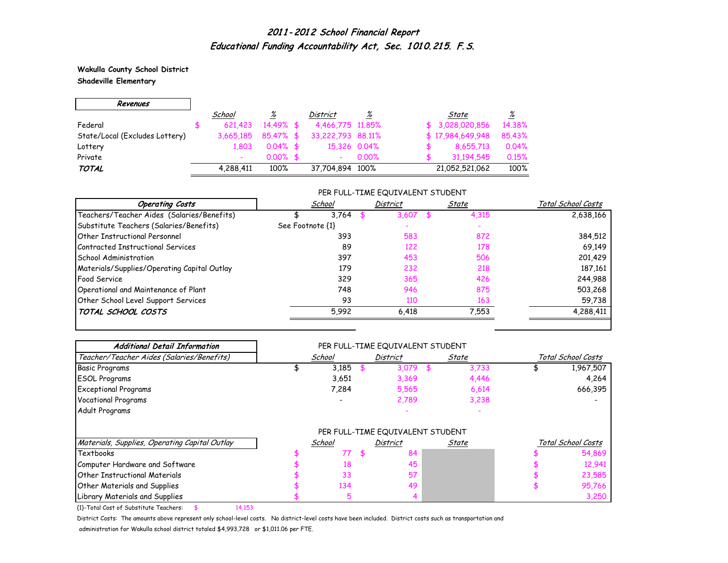# *2011-2012 School Financial Report*
## *Educational Funding Accountability Act, Sec. 1010.215. F.S.*

**Wakulla County School District**
**Shadeville Elementary**

| ***Revenues*** | *School* | *%* | *District* | *%* | *State* | *%* |
|---|---|---|---|---|---|---|
| Federal | $ 621,423 | 14.49% | $ 4,466,775 | 11.85% | $ 3,028,020,856 | 14.38% |
| State/Local (Excludes Lottery) | 3,665,185 | 85.47% | $ 33,222,793 | 88.11% | $ 17,984,649,948 | 85.43% |
| Lottery | 1,803 | 0.04% | $ 15,326 | 0.04% | $ 8,655,713 | 0.04% |
| Private | - | 0.00% | $ - | 0.00% | $ 31,194,545 | 0.15% |
| ***TOTAL*** | 4,288,411 | 100% | 37,704,894 | 100% | 21,052,521,062 | 100% |

PER FULL-TIME EQUIVALENT STUDENT

| ***Operating Costs*** | *School* | *District* | *State* | *Total School Costs* |
|---|---|---|---|---|
| Teachers/Teacher Aides (Salaries/Benefits) | $ 3,764 | $ 3,607 | $ 4,315 | 2,638,166 |
| Substitute Teachers (Salaries/Benefits) | See Footnote {1} | - | - | |
| Other Instructional Personnel | 393 | 583 | 872 | 384,512 |
| Contracted Instructional Services | 89 | 122 | 178 | 69,149 |
| School Administration | 397 | 453 | 506 | 201,429 |
| Materials/Supplies/Operating Capital Outlay | 179 | 232 | 218 | 187,161 |
| Food Service | 329 | 365 | 426 | 244,988 |
| Operational and Maintenance of Plant | 748 | 946 | 875 | 503,268 |
| Other School Level Support Services | 93 | 110 | 163 | 59,738 |
| ***TOTAL SCHOOL COSTS*** | 5,992 | 6,418 | 7,553 | 4,288,411 |

***Additional Detail Information***

PER FULL-TIME EQUIVALENT STUDENT

| *Teacher/Teacher Aides (Salaries/Benefits)* | *School* | *District* | *State* | *Total School Costs* |
|---|---|---|---|---|
| Basic Programs | $ 3,185 | $ 3,079 | $ 3,733 | $ 1,967,507 |
| ESOL Programs | 3,651 | 3,369 | 4,446 | 4,264 |
| Exceptional Programs | 7,284 | 5,565 | 6,614 | 666,395 |
| Vocational Programs | - | 2,789 | 3,238 | - |
| Adult Programs | | - | - | |

PER FULL-TIME EQUIVALENT STUDENT

| *Materials, Supplies, Operating Capital Outlay* | *School* | *District* | *State* | *Total School Costs* |
|---|---|---|---|---|
| Textbooks | $ 77 | $ 84 | | $ 54,869 |
| Computer Hardware and Software | $ 18 | 45 | | $ 12,941 |
| Other Instructional Materials | $ 33 | 57 | | $ 23,585 |
| Other Materials and Supplies | $ 134 | 49 | | $ 95,766 |
| Library Materials and Supplies | $ 5 | 4 | | 3,250 |

{1}-Total Cost of Substitute Teachers: $ 14,153

District Costs: The amounts above represent only school-level costs. No district-level costs have been included. District costs such as transportation and administration for Wakulla school district totaled $4,993,728 or $1,011.06 per FTE.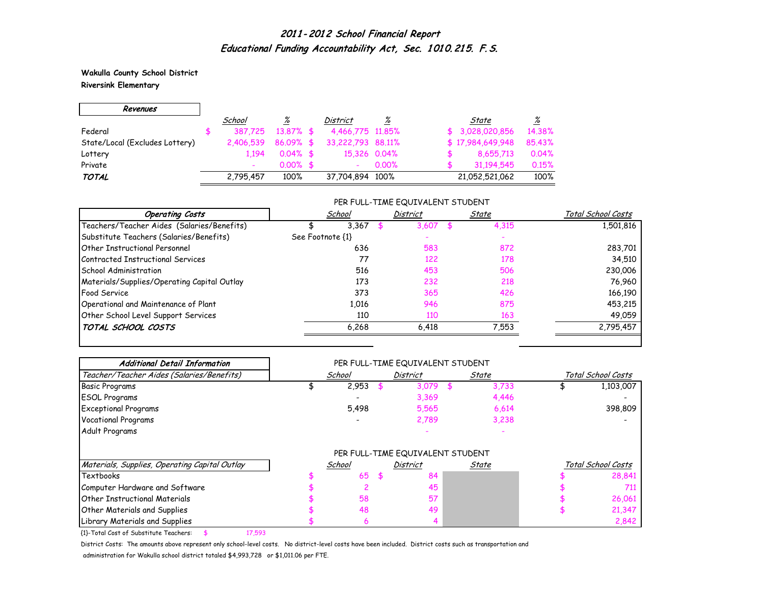# 2011-2012 School Financial Report

## Educational Funding Accountability Act, Sec. 1010.215. F.S.

**Wakulla County School District**
**Riversink Elementary**

| Revenues | School | % | District | % | State | % |
|---|---|---|---|---|---|---|
| Federal | $ 387,725 | 13.87% | $ 4,466,775 | 11.85% | $ 3,028,020,856 | 14.38% |
| State/Local (Excludes Lottery) | 2,406,539 | 86.09% | $ 33,222,793 | 88.11% | $ 17,984,649,948 | 85.43% |
| Lottery | 1,194 | 0.04% | $ 15,326 | 0.04% | $ 8,655,713 | 0.04% |
| Private | - | 0.00% | $ - | 0.00% | $ 31,194,545 | 0.15% |
| ***TOTAL*** | 2,795,457 | 100% | 37,704,894 | 100% | 21,052,521,062 | 100% |

| Operating Costs | School (Per FTE Student) | District (Per FTE Student) | State (Per FTE Student) | Total School Costs |
|---|---|---|---|---|
| Teachers/Teacher Aides (Salaries/Benefits) | $ 3,367 | $ 3,607 | $ 4,315 | 1,501,816 |
| Substitute Teachers (Salaries/Benefits) | See Footnote {1} | - | - | |
| Other Instructional Personnel | 636 | 583 | 872 | 283,701 |
| Contracted Instructional Services | 77 | 122 | 178 | 34,510 |
| School Administration | 516 | 453 | 506 | 230,006 |
| Materials/Supplies/Operating Capital Outlay | 173 | 232 | 218 | 76,960 |
| Food Service | 373 | 365 | 426 | 166,190 |
| Operational and Maintenance of Plant | 1,016 | 946 | 875 | 453,215 |
| Other School Level Support Services | 110 | 110 | 163 | 49,059 |
| ***TOTAL SCHOOL COSTS*** | 6,268 | 6,418 | 7,553 | 2,795,457 |

### Additional Detail Information

| Teacher/Teacher Aides (Salaries/Benefits) | School (Per FTE Student) | District (Per FTE Student) | State (Per FTE Student) | Total School Costs |
|---|---|---|---|---|
| Basic Programs | $ 2,953 | $ 3,079 | $ 3,733 | $ 1,103,007 |
| ESOL Programs | - | 3,369 | 4,446 | - |
| Exceptional Programs | 5,498 | 5,565 | 6,614 | 398,809 |
| Vocational Programs | - | 2,789 | 3,238 | - |
| Adult Programs | | - | - | |

| Materials, Supplies, Operating Capital Outlay | School (Per FTE Student) | District (Per FTE Student) | State (Per FTE Student) | Total School Costs |
|---|---|---|---|---|
| Textbooks | $ 65 | $ 84 | | $ 28,841 |
| Computer Hardware and Software | $ 2 | 45 | | $ 711 |
| Other Instructional Materials | $ 58 | 57 | | $ 26,061 |
| Other Materials and Supplies | $ 48 | 49 | | $ 21,347 |
| Library Materials and Supplies | $ 6 | 4 | | 2,842 |

{1}-Total Cost of Substitute Teachers: $ 17,593

District Costs: The amounts above represent only school-level costs. No district-level costs have been included. District costs such as transportation and administration for Wakulla school district totaled $4,993,728 or $1,011.06 per FTE.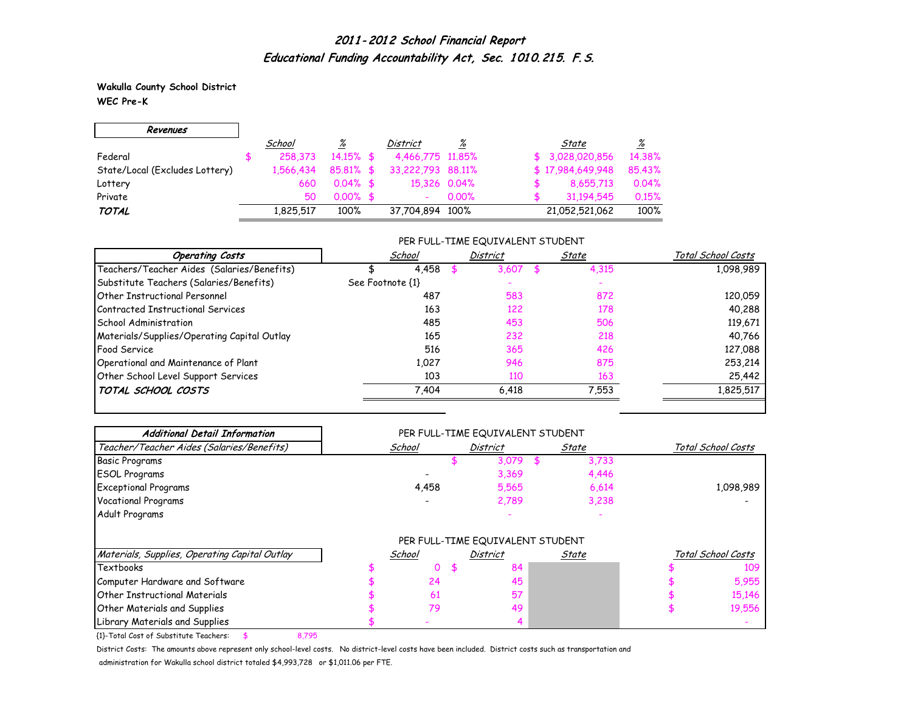# 2011-2012 School Financial Report
## Educational Funding Accountability Act, Sec. 1010.215. F.S.

**Wakulla County School District**
**WEC Pre-K**

| Revenues | School | % | District | % | State | % |
|---|---|---|---|---|---|---|
| Federal | $ 258,373 | 14.15% | $ 4,466,775 | 11.85% | $ 3,028,020,856 | 14.38% |
| State/Local (Excludes Lottery) | 1,566,434 | 85.81% | $ 33,222,793 | 88.11% | $ 17,984,649,948 | 85.43% |
| Lottery | 660 | 0.04% | $ 15,326 | 0.04% | $ 8,655,713 | 0.04% |
| Private | 50 | 0.00% | $ - | 0.00% | $ 31,194,545 | 0.15% |
| ***TOTAL*** | 1,825,517 | 100% | 37,704,894 | 100% | 21,052,521,062 | 100% |

PER FULL-TIME EQUIVALENT STUDENT

| Operating Costs | School | District | State | Total School Costs |
|---|---|---|---|---|
| Teachers/Teacher Aides (Salaries/Benefits) | $ 4,458 | $ 3,607 | $ 4,315 | 1,098,989 |
| Substitute Teachers (Salaries/Benefits) | See Footnote {1} | - | - | |
| Other Instructional Personnel | 487 | 583 | 872 | 120,059 |
| Contracted Instructional Services | 163 | 122 | 178 | 40,288 |
| School Administration | 485 | 453 | 506 | 119,671 |
| Materials/Supplies/Operating Capital Outlay | 165 | 232 | 218 | 40,766 |
| Food Service | 516 | 365 | 426 | 127,088 |
| Operational and Maintenance of Plant | 1,027 | 946 | 875 | 253,214 |
| Other School Level Support Services | 103 | 110 | 163 | 25,442 |
| ***TOTAL SCHOOL COSTS*** | 7,404 | 6,418 | 7,553 | 1,825,517 |

PER FULL-TIME EQUIVALENT STUDENT

| Additional Detail Information — Teacher/Teacher Aides (Salaries/Benefits) | School | District | State | Total School Costs |
|---|---|---|---|---|
| Basic Programs | | $ 3,079 | $ 3,733 | |
| ESOL Programs | - | 3,369 | 4,446 | |
| Exceptional Programs | 4,458 | 5,565 | 6,614 | 1,098,989 |
| Vocational Programs | - | 2,789 | 3,238 | - |
| Adult Programs | | - | - | |

PER FULL-TIME EQUIVALENT STUDENT

| Materials, Supplies, Operating Capital Outlay | School | District | State | Total School Costs |
|---|---|---|---|---|
| Textbooks | $ 0 | $ 84 | | $ 109 |
| Computer Hardware and Software | $ 24 | 45 | | $ 5,955 |
| Other Instructional Materials | $ 61 | 57 | | $ 15,146 |
| Other Materials and Supplies | $ 79 | 49 | | $ 19,556 |
| Library Materials and Supplies | $ - | 4 | | - |

{1}-Total Cost of Substitute Teachers: $ 8,795

District Costs: The amounts above represent only school-level costs. No district-level costs have been included. District costs such as transportation and administration for Wakulla school district totaled $4,993,728 or $1,011.06 per FTE.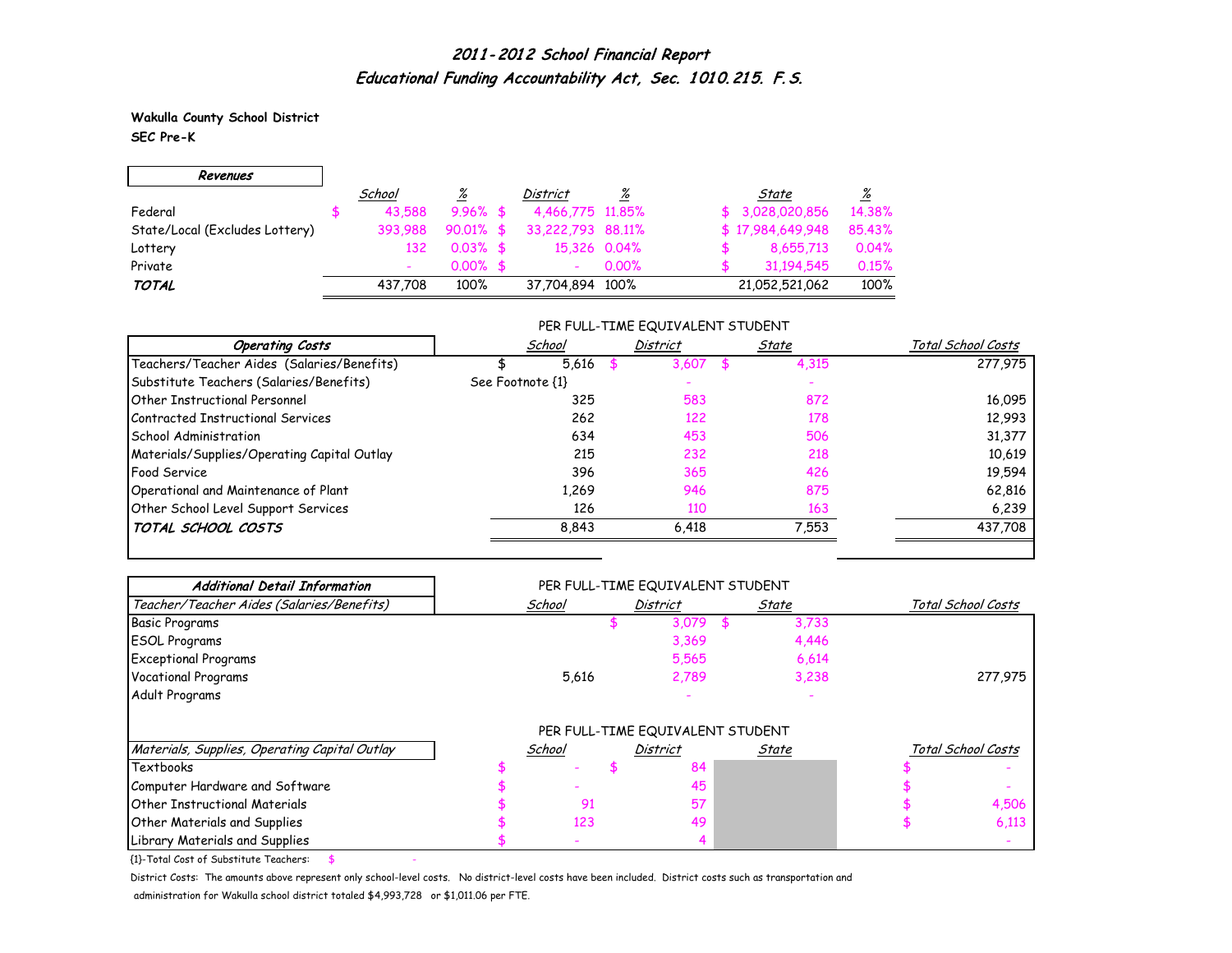## *2011-2012 School Financial Report*
## *Educational Funding Accountability Act, Sec. 1010.215. F.S.*

**Wakulla County School District**
**SEC Pre-K**

| *Revenues* | *School* | *%* | *District* | *%* | *State* | *%* |
|---|---|---|---|---|---|---|
| Federal | $ 43,588 | 9.96% | $ 4,466,775 | 11.85% | $ 3,028,020,856 | 14.38% |
| State/Local (Excludes Lottery) | 393,988 | 90.01% | $ 33,222,793 | 88.11% | $ 17,984,649,948 | 85.43% |
| Lottery | 132 | 0.03% | $ 15,326 | 0.04% | $ 8,655,713 | 0.04% |
| Private | - | 0.00% | $ - | 0.00% | $ 31,194,545 | 0.15% |
| ***TOTAL*** | 437,708 | 100% | 37,704,894 | 100% | 21,052,521,062 | 100% |

PER FULL-TIME EQUIVALENT STUDENT

| *Operating Costs* | *School* | *District* | *State* | *Total School Costs* |
|---|---|---|---|---|
| Teachers/Teacher Aides (Salaries/Benefits) | $ 5,616 | $ 3,607 | $ 4,315 | 277,975 |
| Substitute Teachers (Salaries/Benefits) | See Footnote {1} | - | - | |
| Other Instructional Personnel | 325 | 583 | 872 | 16,095 |
| Contracted Instructional Services | 262 | 122 | 178 | 12,993 |
| School Administration | 634 | 453 | 506 | 31,377 |
| Materials/Supplies/Operating Capital Outlay | 215 | 232 | 218 | 10,619 |
| Food Service | 396 | 365 | 426 | 19,594 |
| Operational and Maintenance of Plant | 1,269 | 946 | 875 | 62,816 |
| Other School Level Support Services | 126 | 110 | 163 | 6,239 |
| ***TOTAL SCHOOL COSTS*** | 8,843 | 6,418 | 7,553 | 437,708 |

*Additional Detail Information*

PER FULL-TIME EQUIVALENT STUDENT

| *Teacher/Teacher Aides (Salaries/Benefits)* | *School* | *District* | *State* | *Total School Costs* |
|---|---|---|---|---|
| Basic Programs | | $ 3,079 | $ 3,733 | |
| ESOL Programs | | 3,369 | 4,446 | |
| Exceptional Programs | | 5,565 | 6,614 | |
| Vocational Programs | 5,616 | 2,789 | 3,238 | 277,975 |
| Adult Programs | | - | - | |

PER FULL-TIME EQUIVALENT STUDENT

| *Materials, Supplies, Operating Capital Outlay* | *School* | *District* | *State* | *Total School Costs* |
|---|---|---|---|---|
| Textbooks | $ - | $ 84 | | $ - |
| Computer Hardware and Software | $ - | 45 | | $ - |
| Other Instructional Materials | $ 91 | 57 | | $ 4,506 |
| Other Materials and Supplies | $ 123 | 49 | | $ 6,113 |
| Library Materials and Supplies | $ - | 4 | | - |

{1}-Total Cost of Substitute Teachers: $ -

District Costs: The amounts above represent only school-level costs. No district-level costs have been included. District costs such as transportation and administration for Wakulla school district totaled $4,993,728 or $1,011.06 per FTE.